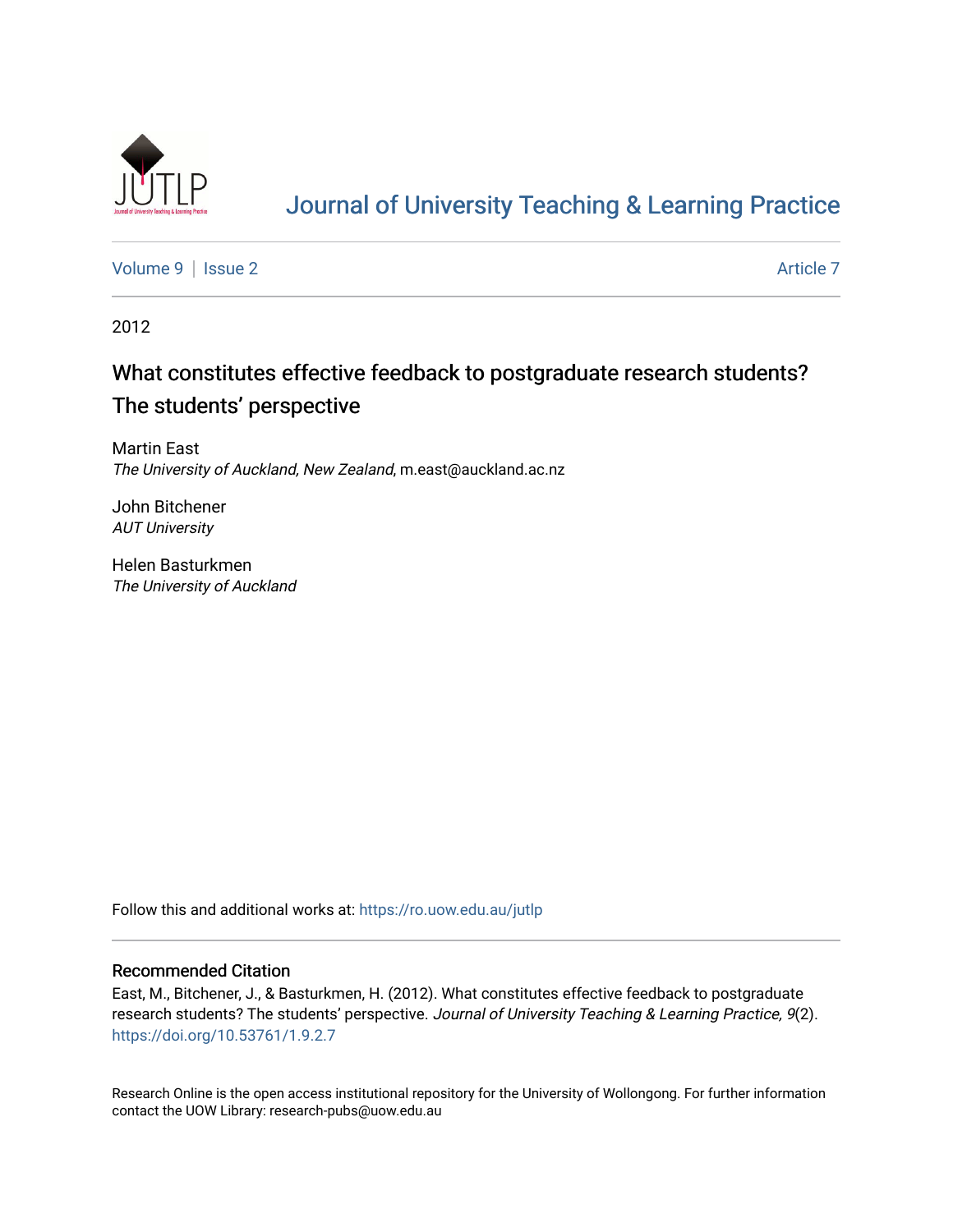# Journal of University Teaching & Learning Practice

Volume 9 | Issue 2 Article 7

2012

## What constitutes effective feedback to postgraduate research students? The students' perspective

Martin East
*The University of Auckland, New Zealand*, m.east@auckland.ac.nz

John Bitchener
*AUT University*

Helen Basturkmen
*The University of Auckland*

Follow this and additional works at: https://ro.uow.edu.au/jutlp

### Recommended Citation

East, M., Bitchener, J., & Basturkmen, H. (2012). What constitutes effective feedback to postgraduate research students? The students' perspective. *Journal of University Teaching & Learning Practice, 9*(2). https://doi.org/10.53761/1.9.2.7

Research Online is the open access institutional repository for the University of Wollongong. For further information contact the UOW Library: research-pubs@uow.edu.au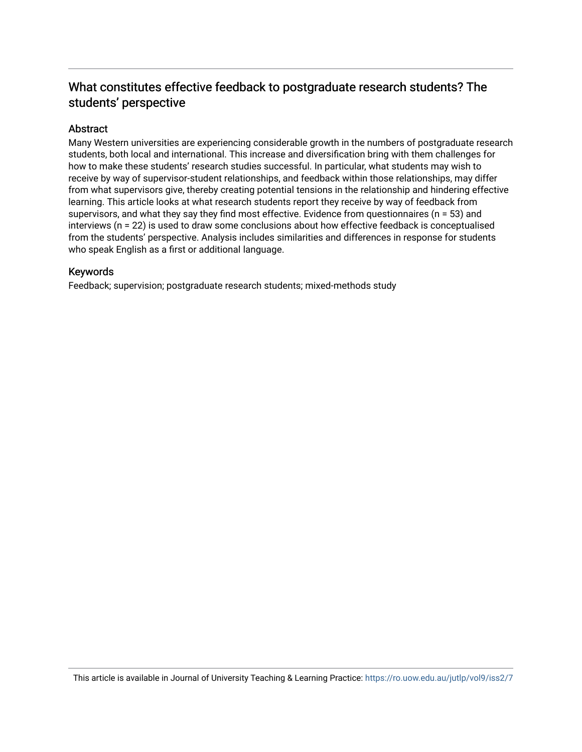# What constitutes effective feedback to postgraduate research students? The students' perspective

## Abstract

Many Western universities are experiencing considerable growth in the numbers of postgraduate research students, both local and international. This increase and diversification bring with them challenges for how to make these students' research studies successful. In particular, what students may wish to receive by way of supervisor-student relationships, and feedback within those relationships, may differ from what supervisors give, thereby creating potential tensions in the relationship and hindering effective learning. This article looks at what research students report they receive by way of feedback from supervisors, and what they say they find most effective. Evidence from questionnaires (n = 53) and interviews (n = 22) is used to draw some conclusions about how effective feedback is conceptualised from the students' perspective. Analysis includes similarities and differences in response for students who speak English as a first or additional language.

## Keywords

Feedback; supervision; postgraduate research students; mixed-methods study

This article is available in Journal of University Teaching & Learning Practice: https://ro.uow.edu.au/jutlp/vol9/iss2/7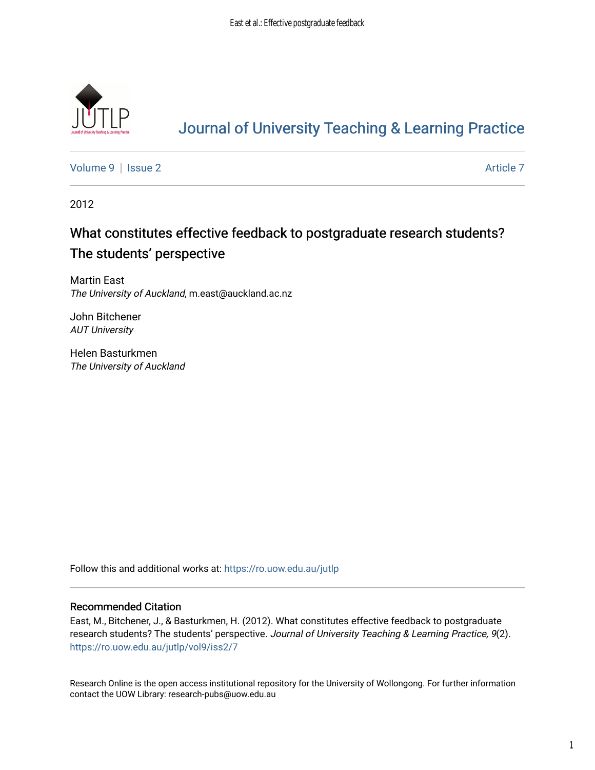# Journal of University Teaching & Learning Practice

Volume 9 | Issue 2 Article 7

2012

# What constitutes effective feedback to postgraduate research students? The students' perspective

Martin East
*The University of Auckland*, m.east@auckland.ac.nz

John Bitchener
*AUT University*

Helen Basturkmen
*The University of Auckland*

Follow this and additional works at: https://ro.uow.edu.au/jutlp

## Recommended Citation

East, M., Bitchener, J., & Basturkmen, H. (2012). What constitutes effective feedback to postgraduate research students? The students' perspective. *Journal of University Teaching & Learning Practice, 9*(2). https://ro.uow.edu.au/jutlp/vol9/iss2/7

Research Online is the open access institutional repository for the University of Wollongong. For further information contact the UOW Library: research-pubs@uow.edu.au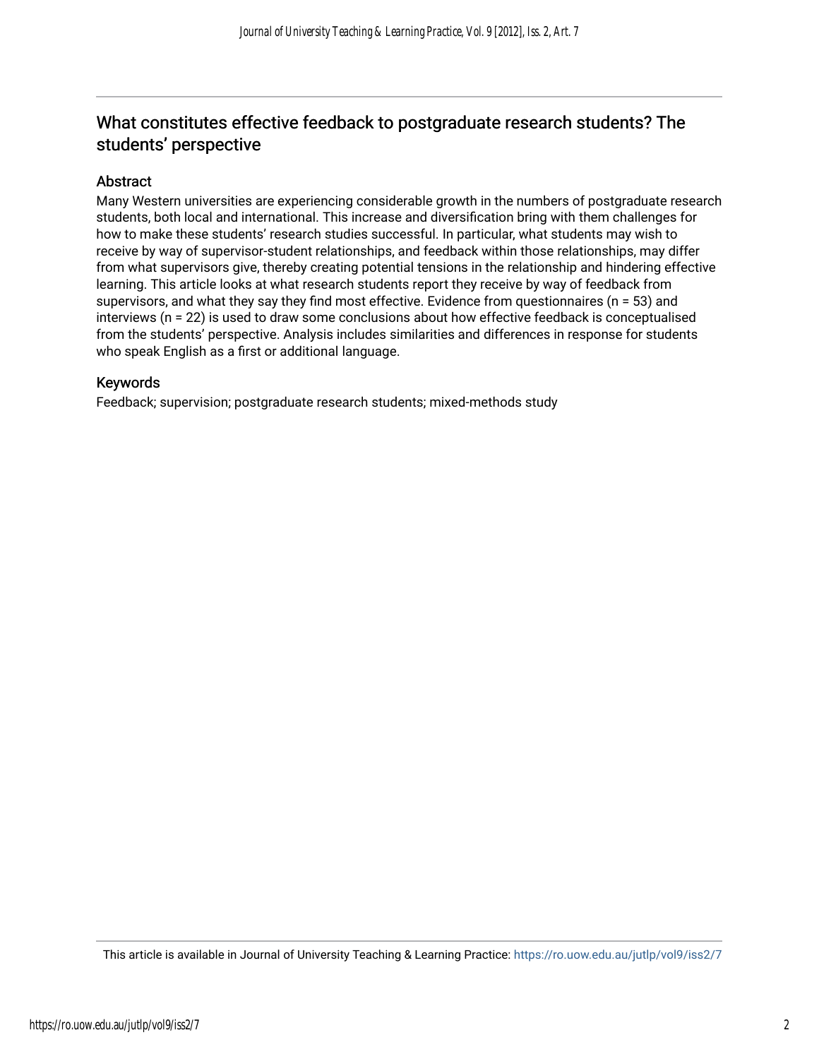## What constitutes effective feedback to postgraduate research students? The students' perspective

### Abstract

Many Western universities are experiencing considerable growth in the numbers of postgraduate research students, both local and international. This increase and diversification bring with them challenges for how to make these students' research studies successful. In particular, what students may wish to receive by way of supervisor-student relationships, and feedback within those relationships, may differ from what supervisors give, thereby creating potential tensions in the relationship and hindering effective learning. This article looks at what research students report they receive by way of feedback from supervisors, and what they say they find most effective. Evidence from questionnaires (n = 53) and interviews (n = 22) is used to draw some conclusions about how effective feedback is conceptualised from the students' perspective. Analysis includes similarities and differences in response for students who speak English as a first or additional language.

### Keywords

Feedback; supervision; postgraduate research students; mixed-methods study

This article is available in Journal of University Teaching & Learning Practice: https://ro.uow.edu.au/jutlp/vol9/iss2/7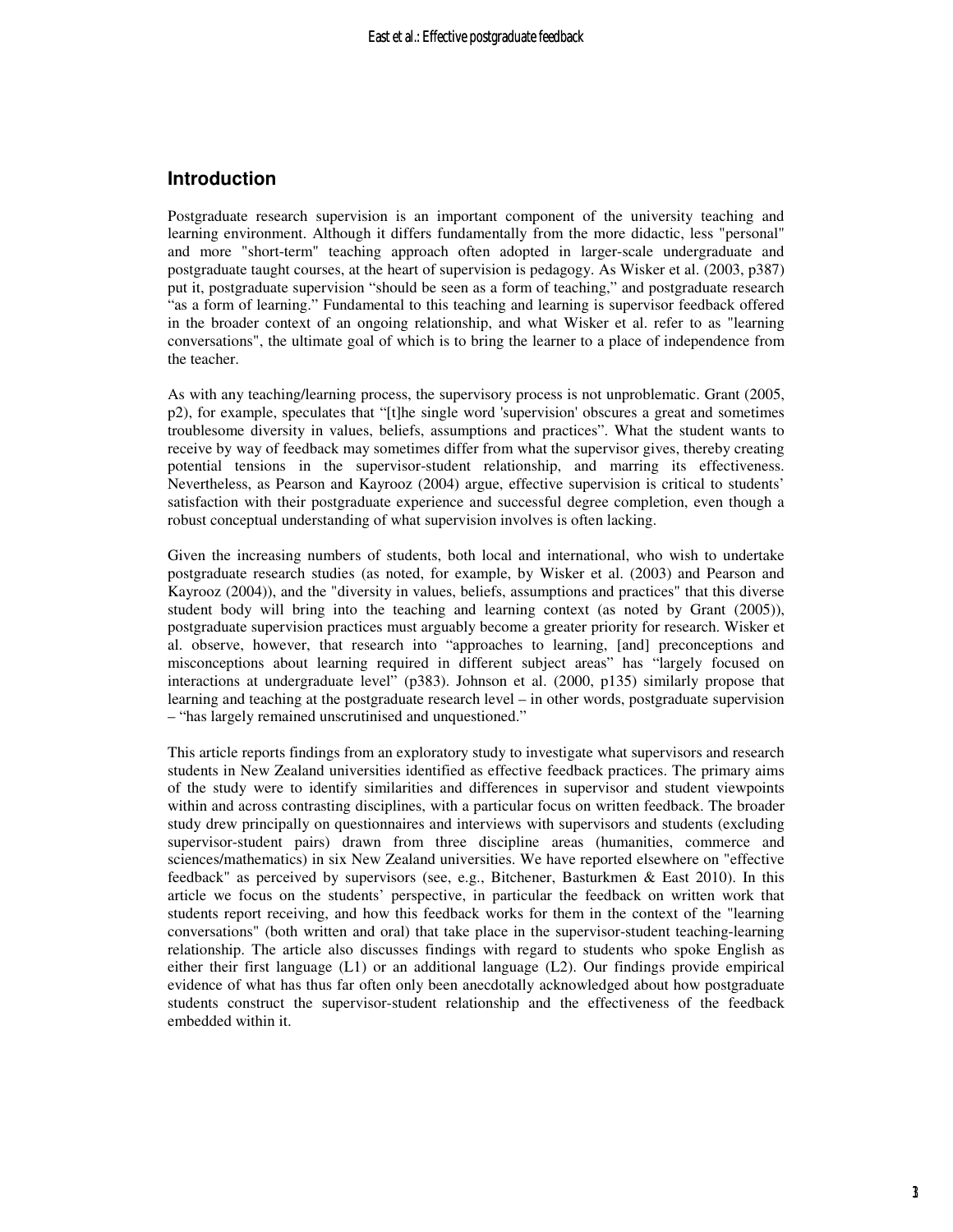## Introduction

Postgraduate research supervision is an important component of the university teaching and learning environment. Although it differs fundamentally from the more didactic, less "personal" and more "short-term" teaching approach often adopted in larger-scale undergraduate and postgraduate taught courses, at the heart of supervision is pedagogy. As Wisker et al. (2003, p387) put it, postgraduate supervision "should be seen as a form of teaching," and postgraduate research "as a form of learning." Fundamental to this teaching and learning is supervisor feedback offered in the broader context of an ongoing relationship, and what Wisker et al. refer to as "learning conversations", the ultimate goal of which is to bring the learner to a place of independence from the teacher.

As with any teaching/learning process, the supervisory process is not unproblematic. Grant (2005, p2), for example, speculates that "[t]he single word 'supervision' obscures a great and sometimes troublesome diversity in values, beliefs, assumptions and practices". What the student wants to receive by way of feedback may sometimes differ from what the supervisor gives, thereby creating potential tensions in the supervisor-student relationship, and marring its effectiveness. Nevertheless, as Pearson and Kayrooz (2004) argue, effective supervision is critical to students' satisfaction with their postgraduate experience and successful degree completion, even though a robust conceptual understanding of what supervision involves is often lacking.

Given the increasing numbers of students, both local and international, who wish to undertake postgraduate research studies (as noted, for example, by Wisker et al. (2003) and Pearson and Kayrooz (2004)), and the "diversity in values, beliefs, assumptions and practices" that this diverse student body will bring into the teaching and learning context (as noted by Grant (2005)), postgraduate supervision practices must arguably become a greater priority for research. Wisker et al. observe, however, that research into "approaches to learning, [and] preconceptions and misconceptions about learning required in different subject areas" has "largely focused on interactions at undergraduate level" (p383). Johnson et al. (2000, p135) similarly propose that learning and teaching at the postgraduate research level – in other words, postgraduate supervision – "has largely remained unscrutinised and unquestioned."

This article reports findings from an exploratory study to investigate what supervisors and research students in New Zealand universities identified as effective feedback practices. The primary aims of the study were to identify similarities and differences in supervisor and student viewpoints within and across contrasting disciplines, with a particular focus on written feedback. The broader study drew principally on questionnaires and interviews with supervisors and students (excluding supervisor-student pairs) drawn from three discipline areas (humanities, commerce and sciences/mathematics) in six New Zealand universities. We have reported elsewhere on "effective feedback" as perceived by supervisors (see, e.g., Bitchener, Basturkmen & East 2010). In this article we focus on the students' perspective, in particular the feedback on written work that students report receiving, and how this feedback works for them in the context of the "learning conversations" (both written and oral) that take place in the supervisor-student teaching-learning relationship. The article also discusses findings with regard to students who spoke English as either their first language (L1) or an additional language (L2). Our findings provide empirical evidence of what has thus far often only been anecdotally acknowledged about how postgraduate students construct the supervisor-student relationship and the effectiveness of the feedback embedded within it.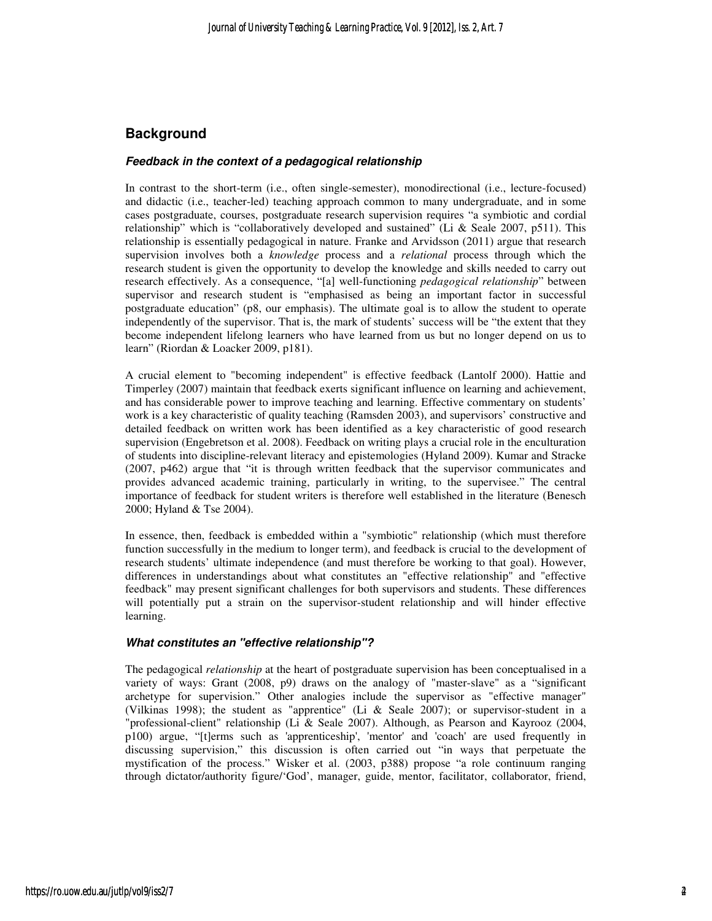## Background

### *Feedback in the context of a pedagogical relationship*

In contrast to the short-term (i.e., often single-semester), monodirectional (i.e., lecture-focused) and didactic (i.e., teacher-led) teaching approach common to many undergraduate, and in some cases postgraduate, courses, postgraduate research supervision requires "a symbiotic and cordial relationship" which is "collaboratively developed and sustained" (Li & Seale 2007, p511). This relationship is essentially pedagogical in nature. Franke and Arvidsson (2011) argue that research supervision involves both a *knowledge* process and a *relational* process through which the research student is given the opportunity to develop the knowledge and skills needed to carry out research effectively. As a consequence, "[a] well-functioning *pedagogical relationship*" between supervisor and research student is "emphasised as being an important factor in successful postgraduate education" (p8, our emphasis). The ultimate goal is to allow the student to operate independently of the supervisor. That is, the mark of students' success will be "the extent that they become independent lifelong learners who have learned from us but no longer depend on us to learn" (Riordan & Loacker 2009, p181).

A crucial element to "becoming independent" is effective feedback (Lantolf 2000). Hattie and Timperley (2007) maintain that feedback exerts significant influence on learning and achievement, and has considerable power to improve teaching and learning. Effective commentary on students' work is a key characteristic of quality teaching (Ramsden 2003), and supervisors' constructive and detailed feedback on written work has been identified as a key characteristic of good research supervision (Engebretson et al. 2008). Feedback on writing plays a crucial role in the enculturation of students into discipline-relevant literacy and epistemologies (Hyland 2009). Kumar and Stracke (2007, p462) argue that "it is through written feedback that the supervisor communicates and provides advanced academic training, particularly in writing, to the supervisee." The central importance of feedback for student writers is therefore well established in the literature (Benesch 2000; Hyland & Tse 2004).

In essence, then, feedback is embedded within a "symbiotic" relationship (which must therefore function successfully in the medium to longer term), and feedback is crucial to the development of research students' ultimate independence (and must therefore be working to that goal). However, differences in understandings about what constitutes an "effective relationship" and "effective feedback" may present significant challenges for both supervisors and students. These differences will potentially put a strain on the supervisor-student relationship and will hinder effective learning.

### *What constitutes an "effective relationship"?*

The pedagogical *relationship* at the heart of postgraduate supervision has been conceptualised in a variety of ways: Grant (2008, p9) draws on the analogy of "master-slave" as a "significant archetype for supervision." Other analogies include the supervisor as "effective manager" (Vilkinas 1998); the student as "apprentice" (Li & Seale 2007); or supervisor-student in a "professional-client" relationship (Li & Seale 2007). Although, as Pearson and Kayrooz (2004, p100) argue, "[t]erms such as 'apprenticeship', 'mentor' and 'coach' are used frequently in discussing supervision," this discussion is often carried out "in ways that perpetuate the mystification of the process." Wisker et al. (2003, p388) propose "a role continuum ranging through dictator/authority figure/'God', manager, guide, mentor, facilitator, collaborator, friend,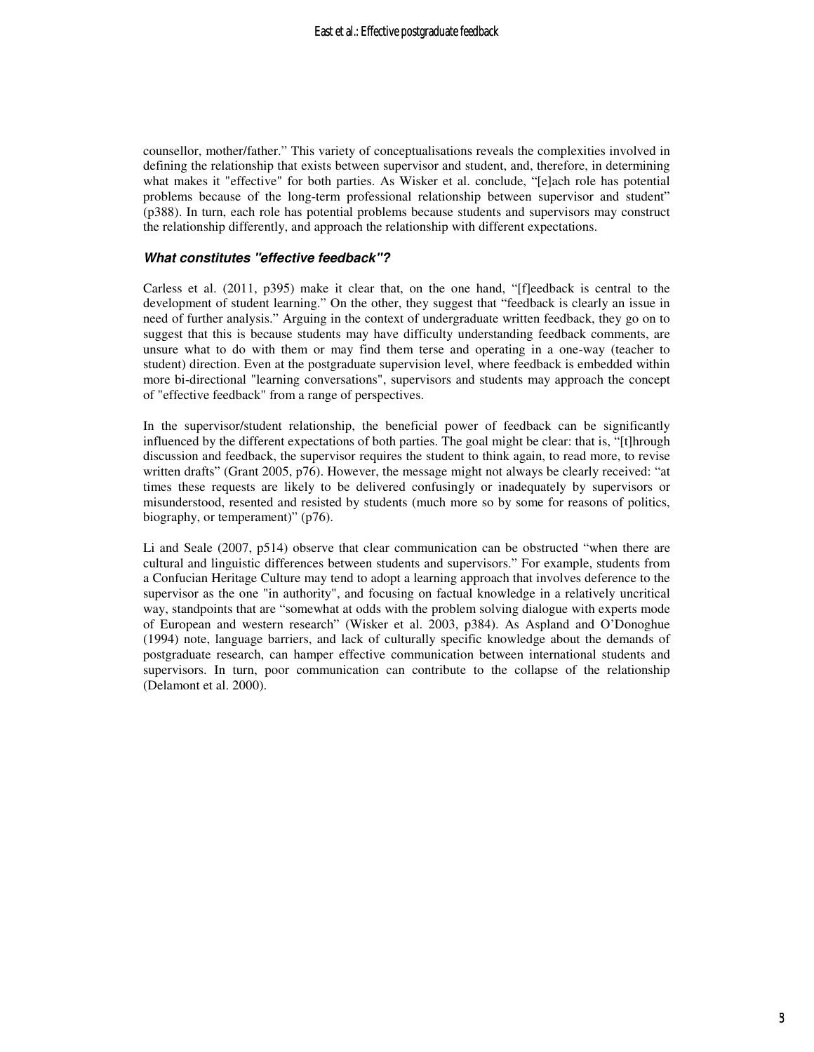counsellor, mother/father." This variety of conceptualisations reveals the complexities involved in defining the relationship that exists between supervisor and student, and, therefore, in determining what makes it "effective" for both parties. As Wisker et al. conclude, "[e]ach role has potential problems because of the long-term professional relationship between supervisor and student" (p388). In turn, each role has potential problems because students and supervisors may construct the relationship differently, and approach the relationship with different expectations.

### *What constitutes "effective feedback"?*

Carless et al. (2011, p395) make it clear that, on the one hand, "[f]eedback is central to the development of student learning." On the other, they suggest that "feedback is clearly an issue in need of further analysis." Arguing in the context of undergraduate written feedback, they go on to suggest that this is because students may have difficulty understanding feedback comments, are unsure what to do with them or may find them terse and operating in a one-way (teacher to student) direction. Even at the postgraduate supervision level, where feedback is embedded within more bi-directional "learning conversations", supervisors and students may approach the concept of "effective feedback" from a range of perspectives.

In the supervisor/student relationship, the beneficial power of feedback can be significantly influenced by the different expectations of both parties. The goal might be clear: that is, "[t]hrough discussion and feedback, the supervisor requires the student to think again, to read more, to revise written drafts" (Grant 2005, p76). However, the message might not always be clearly received: "at times these requests are likely to be delivered confusingly or inadequately by supervisors or misunderstood, resented and resisted by students (much more so by some for reasons of politics, biography, or temperament)" (p76).

Li and Seale (2007, p514) observe that clear communication can be obstructed "when there are cultural and linguistic differences between students and supervisors." For example, students from a Confucian Heritage Culture may tend to adopt a learning approach that involves deference to the supervisor as the one "in authority", and focusing on factual knowledge in a relatively uncritical way, standpoints that are "somewhat at odds with the problem solving dialogue with experts mode of European and western research" (Wisker et al. 2003, p384). As Aspland and O'Donoghue (1994) note, language barriers, and lack of culturally specific knowledge about the demands of postgraduate research, can hamper effective communication between international students and supervisors. In turn, poor communication can contribute to the collapse of the relationship (Delamont et al. 2000).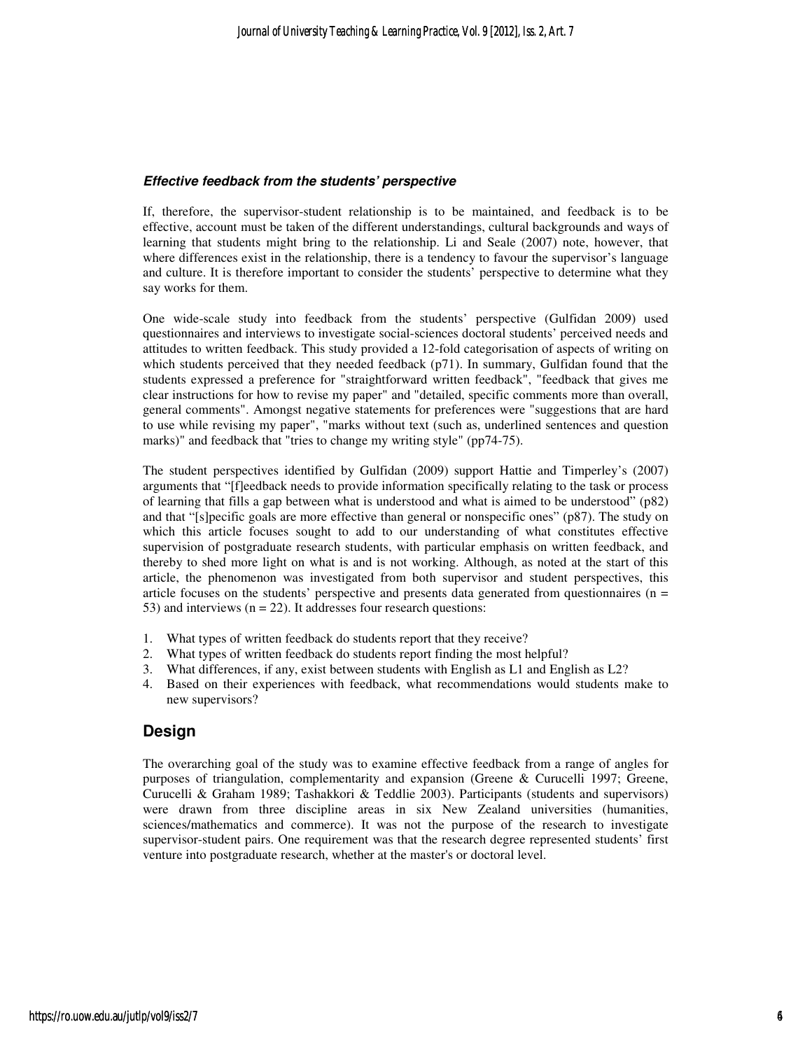### *Effective feedback from the students' perspective*

If, therefore, the supervisor-student relationship is to be maintained, and feedback is to be effective, account must be taken of the different understandings, cultural backgrounds and ways of learning that students might bring to the relationship. Li and Seale (2007) note, however, that where differences exist in the relationship, there is a tendency to favour the supervisor's language and culture. It is therefore important to consider the students' perspective to determine what they say works for them.

One wide-scale study into feedback from the students' perspective (Gulfidan 2009) used questionnaires and interviews to investigate social-sciences doctoral students' perceived needs and attitudes to written feedback. This study provided a 12-fold categorisation of aspects of writing on which students perceived that they needed feedback (p71). In summary, Gulfidan found that the students expressed a preference for "straightforward written feedback", "feedback that gives me clear instructions for how to revise my paper" and "detailed, specific comments more than overall, general comments". Amongst negative statements for preferences were "suggestions that are hard to use while revising my paper", "marks without text (such as, underlined sentences and question marks)" and feedback that "tries to change my writing style" (pp74-75).

The student perspectives identified by Gulfidan (2009) support Hattie and Timperley's (2007) arguments that "[f]eedback needs to provide information specifically relating to the task or process of learning that fills a gap between what is understood and what is aimed to be understood" (p82) and that "[s]pecific goals are more effective than general or nonspecific ones" (p87). The study on which this article focuses sought to add to our understanding of what constitutes effective supervision of postgraduate research students, with particular emphasis on written feedback, and thereby to shed more light on what is and is not working. Although, as noted at the start of this article, the phenomenon was investigated from both supervisor and student perspectives, this article focuses on the students' perspective and presents data generated from questionnaires (n = 53) and interviews (n = 22). It addresses four research questions:

1. What types of written feedback do students report that they receive?
2. What types of written feedback do students report finding the most helpful?
3. What differences, if any, exist between students with English as L1 and English as L2?
4. Based on their experiences with feedback, what recommendations would students make to new supervisors?

## Design

The overarching goal of the study was to examine effective feedback from a range of angles for purposes of triangulation, complementarity and expansion (Greene & Curucelli 1997; Greene, Curucelli & Graham 1989; Tashakkori & Teddlie 2003). Participants (students and supervisors) were drawn from three discipline areas in six New Zealand universities (humanities, sciences/mathematics and commerce). It was not the purpose of the research to investigate supervisor-student pairs. One requirement was that the research degree represented students' first venture into postgraduate research, whether at the master's or doctoral level.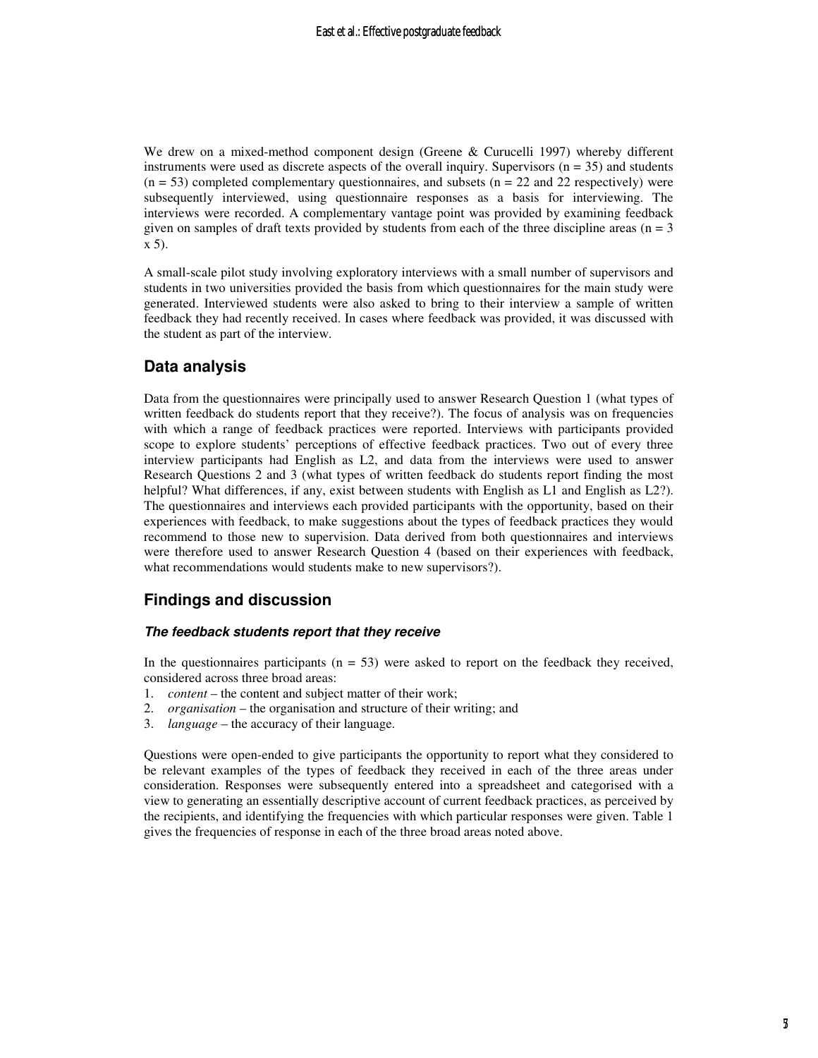We drew on a mixed-method component design (Greene & Curucelli 1997) whereby different instruments were used as discrete aspects of the overall inquiry. Supervisors (n = 35) and students (n = 53) completed complementary questionnaires, and subsets (n = 22 and 22 respectively) were subsequently interviewed, using questionnaire responses as a basis for interviewing. The interviews were recorded. A complementary vantage point was provided by examining feedback given on samples of draft texts provided by students from each of the three discipline areas (n = 3 x 5).

A small-scale pilot study involving exploratory interviews with a small number of supervisors and students in two universities provided the basis from which questionnaires for the main study were generated. Interviewed students were also asked to bring to their interview a sample of written feedback they had recently received. In cases where feedback was provided, it was discussed with the student as part of the interview.

## Data analysis

Data from the questionnaires were principally used to answer Research Question 1 (what types of written feedback do students report that they receive?). The focus of analysis was on frequencies with which a range of feedback practices were reported. Interviews with participants provided scope to explore students' perceptions of effective feedback practices. Two out of every three interview participants had English as L2, and data from the interviews were used to answer Research Questions 2 and 3 (what types of written feedback do students report finding the most helpful? What differences, if any, exist between students with English as L1 and English as L2?). The questionnaires and interviews each provided participants with the opportunity, based on their experiences with feedback, to make suggestions about the types of feedback practices they would recommend to those new to supervision. Data derived from both questionnaires and interviews were therefore used to answer Research Question 4 (based on their experiences with feedback, what recommendations would students make to new supervisors?).

## Findings and discussion

### *The feedback students report that they receive*

In the questionnaires participants (n = 53) were asked to report on the feedback they received, considered across three broad areas:

1. *content* – the content and subject matter of their work;
2. *organisation* – the organisation and structure of their writing; and
3. *language* – the accuracy of their language.

Questions were open-ended to give participants the opportunity to report what they considered to be relevant examples of the types of feedback they received in each of the three areas under consideration. Responses were subsequently entered into a spreadsheet and categorised with a view to generating an essentially descriptive account of current feedback practices, as perceived by the recipients, and identifying the frequencies with which particular responses were given. Table 1 gives the frequencies of response in each of the three broad areas noted above.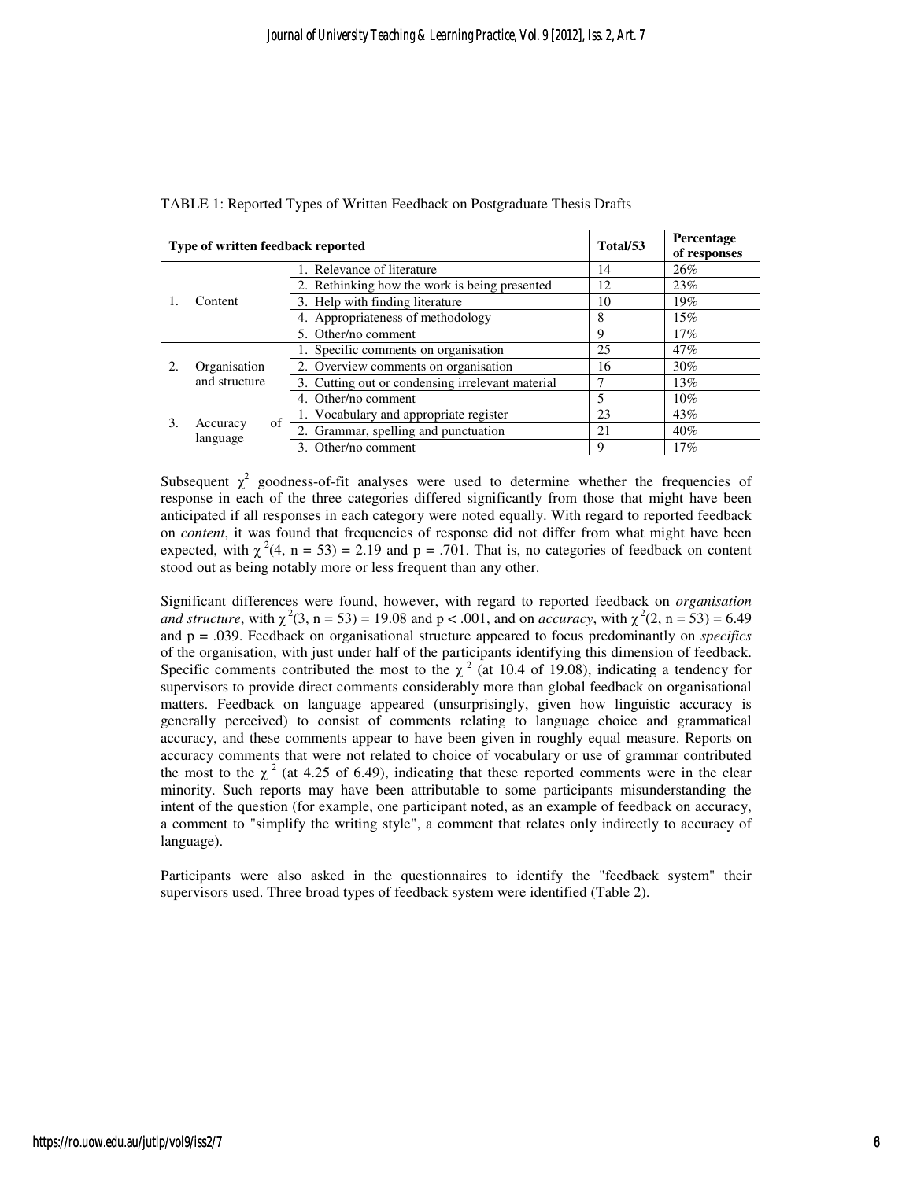TABLE 1: Reported Types of Written Feedback on Postgraduate Thesis Drafts

| Type of written feedback reported | | Total/53 | Percentage of responses |
|---|---|---|---|
| 1. Content | 1. Relevance of literature | 14 | 26% |
| | 2. Rethinking how the work is being presented | 12 | 23% |
| | 3. Help with finding literature | 10 | 19% |
| | 4. Appropriateness of methodology | 8 | 15% |
| | 5. Other/no comment | 9 | 17% |
| 2. Organisation and structure | 1. Specific comments on organisation | 25 | 47% |
| | 2. Overview comments on organisation | 16 | 30% |
| | 3. Cutting out or condensing irrelevant material | 7 | 13% |
| | 4. Other/no comment | 5 | 10% |
| 3. Accuracy of language | 1. Vocabulary and appropriate register | 23 | 43% |
| | 2. Grammar, spelling and punctuation | 21 | 40% |
| | 3. Other/no comment | 9 | 17% |

Subsequent $\chi^2$ goodness-of-fit analyses were used to determine whether the frequencies of response in each of the three categories differed significantly from those that might have been anticipated if all responses in each category were noted equally. With regard to reported feedback on *content*, it was found that frequencies of response did not differ from what might have been expected, with $\chi^2(4, n = 53) = 2.19$ and $p = .701$. That is, no categories of feedback on content stood out as being notably more or less frequent than any other.

Significant differences were found, however, with regard to reported feedback on *organisation and structure*, with $\chi^2(3, n = 53) = 19.08$ and $p < .001$, and on *accuracy*, with $\chi^2(2, n = 53) = 6.49$ and $p = .039$. Feedback on organisational structure appeared to focus predominantly on *specifics* of the organisation, with just under half of the participants identifying this dimension of feedback. Specific comments contributed the most to the $\chi^2$ (at 10.4 of 19.08), indicating a tendency for supervisors to provide direct comments considerably more than global feedback on organisational matters. Feedback on language appeared (unsurprisingly, given how linguistic accuracy is generally perceived) to consist of comments relating to language choice and grammatical accuracy, and these comments appear to have been given in roughly equal measure. Reports on accuracy comments that were not related to choice of vocabulary or use of grammar contributed the most to the $\chi^2$ (at 4.25 of 6.49), indicating that these reported comments were in the clear minority. Such reports may have been attributable to some participants misunderstanding the intent of the question (for example, one participant noted, as an example of feedback on accuracy, a comment to "simplify the writing style", a comment that relates only indirectly to accuracy of language).

Participants were also asked in the questionnaires to identify the "feedback system" their supervisors used. Three broad types of feedback system were identified (Table 2).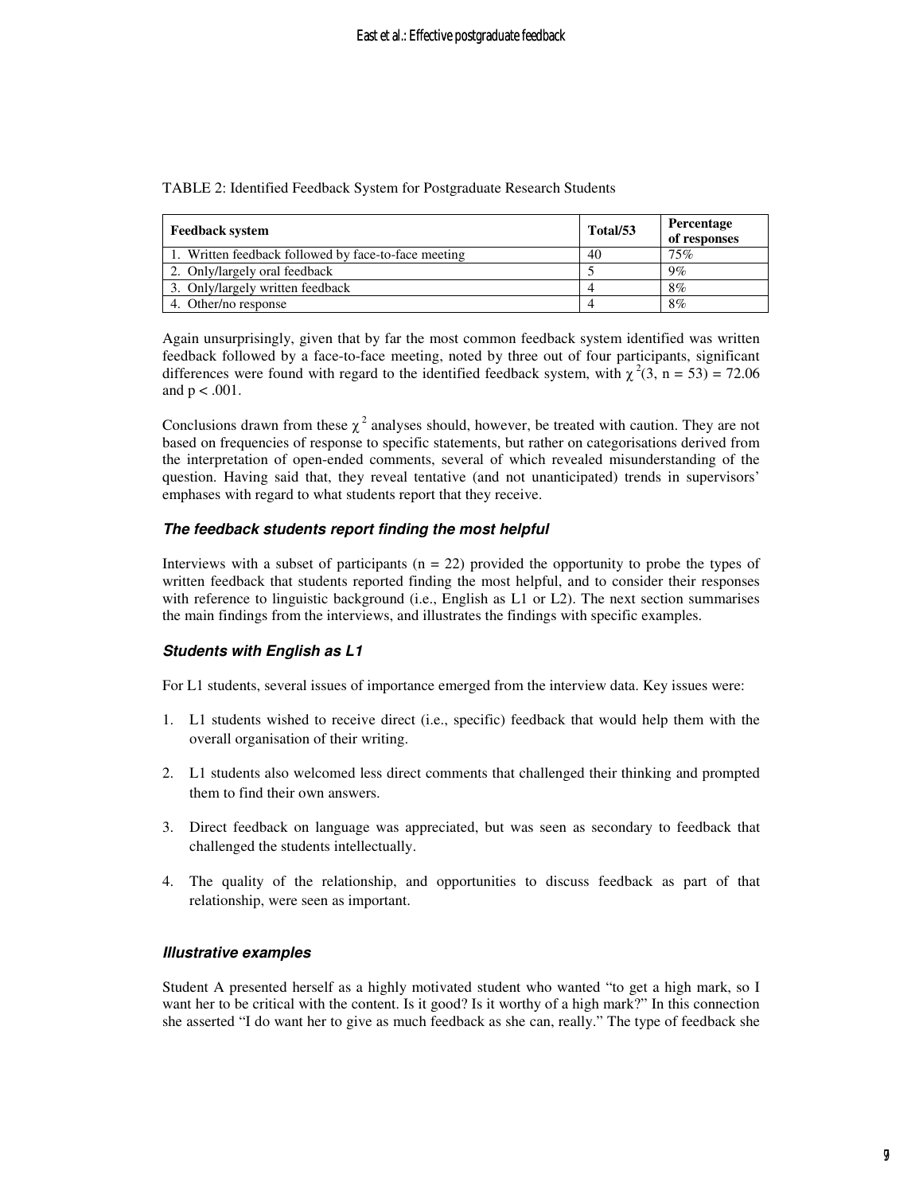TABLE 2: Identified Feedback System for Postgraduate Research Students

| Feedback system | Total/53 | Percentage of responses |
|---|---|---|
| 1. Written feedback followed by face-to-face meeting | 40 | 75% |
| 2. Only/largely oral feedback | 5 | 9% |
| 3. Only/largely written feedback | 4 | 8% |
| 4. Other/no response | 4 | 8% |

Again unsurprisingly, given that by far the most common feedback system identified was written feedback followed by a face-to-face meeting, noted by three out of four participants, significant differences were found with regard to the identified feedback system, with $\chi^2(3, n = 53) = 72.06$ and $p < .001$.

Conclusions drawn from these $\chi^2$ analyses should, however, be treated with caution. They are not based on frequencies of response to specific statements, but rather on categorisations derived from the interpretation of open-ended comments, several of which revealed misunderstanding of the question. Having said that, they reveal tentative (and not unanticipated) trends in supervisors' emphases with regard to what students report that they receive.

### *The feedback students report finding the most helpful*

Interviews with a subset of participants (n = 22) provided the opportunity to probe the types of written feedback that students reported finding the most helpful, and to consider their responses with reference to linguistic background (i.e., English as L1 or L2). The next section summarises the main findings from the interviews, and illustrates the findings with specific examples.

### *Students with English as L1*

For L1 students, several issues of importance emerged from the interview data. Key issues were:

1. L1 students wished to receive direct (i.e., specific) feedback that would help them with the overall organisation of their writing.

2. L1 students also welcomed less direct comments that challenged their thinking and prompted them to find their own answers.

3. Direct feedback on language was appreciated, but was seen as secondary to feedback that challenged the students intellectually.

4. The quality of the relationship, and opportunities to discuss feedback as part of that relationship, were seen as important.

### *Illustrative examples*

Student A presented herself as a highly motivated student who wanted "to get a high mark, so I want her to be critical with the content. Is it good? Is it worthy of a high mark?" In this connection she asserted "I do want her to give as much feedback as she can, really." The type of feedback she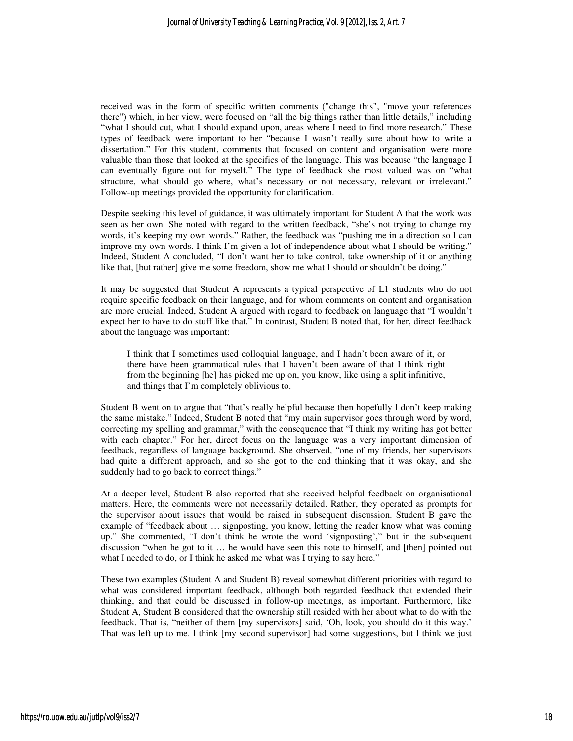received was in the form of specific written comments ("change this", "move your references there") which, in her view, were focused on "all the big things rather than little details," including "what I should cut, what I should expand upon, areas where I need to find more research." These types of feedback were important to her "because I wasn't really sure about how to write a dissertation." For this student, comments that focused on content and organisation were more valuable than those that looked at the specifics of the language. This was because "the language I can eventually figure out for myself." The type of feedback she most valued was on "what structure, what should go where, what's necessary or not necessary, relevant or irrelevant." Follow-up meetings provided the opportunity for clarification.

Despite seeking this level of guidance, it was ultimately important for Student A that the work was seen as her own. She noted with regard to the written feedback, "she's not trying to change my words, it's keeping my own words." Rather, the feedback was "pushing me in a direction so I can improve my own words. I think I'm given a lot of independence about what I should be writing." Indeed, Student A concluded, "I don't want her to take control, take ownership of it or anything like that, [but rather] give me some freedom, show me what I should or shouldn't be doing."

It may be suggested that Student A represents a typical perspective of L1 students who do not require specific feedback on their language, and for whom comments on content and organisation are more crucial. Indeed, Student A argued with regard to feedback on language that "I wouldn't expect her to have to do stuff like that." In contrast, Student B noted that, for her, direct feedback about the language was important:

> I think that I sometimes used colloquial language, and I hadn't been aware of it, or there have been grammatical rules that I haven't been aware of that I think right from the beginning [he] has picked me up on, you know, like using a split infinitive, and things that I'm completely oblivious to.

Student B went on to argue that "that's really helpful because then hopefully I don't keep making the same mistake." Indeed, Student B noted that "my main supervisor goes through word by word, correcting my spelling and grammar," with the consequence that "I think my writing has got better with each chapter." For her, direct focus on the language was a very important dimension of feedback, regardless of language background. She observed, "one of my friends, her supervisors had quite a different approach, and so she got to the end thinking that it was okay, and she suddenly had to go back to correct things."

At a deeper level, Student B also reported that she received helpful feedback on organisational matters. Here, the comments were not necessarily detailed. Rather, they operated as prompts for the supervisor about issues that would be raised in subsequent discussion. Student B gave the example of "feedback about … signposting, you know, letting the reader know what was coming up." She commented, "I don't think he wrote the word 'signposting'," but in the subsequent discussion "when he got to it … he would have seen this note to himself, and [then] pointed out what I needed to do, or I think he asked me what was I trying to say here."

These two examples (Student A and Student B) reveal somewhat different priorities with regard to what was considered important feedback, although both regarded feedback that extended their thinking, and that could be discussed in follow-up meetings, as important. Furthermore, like Student A, Student B considered that the ownership still resided with her about what to do with the feedback. That is, "neither of them [my supervisors] said, 'Oh, look, you should do it this way.' That was left up to me. I think [my second supervisor] had some suggestions, but I think we just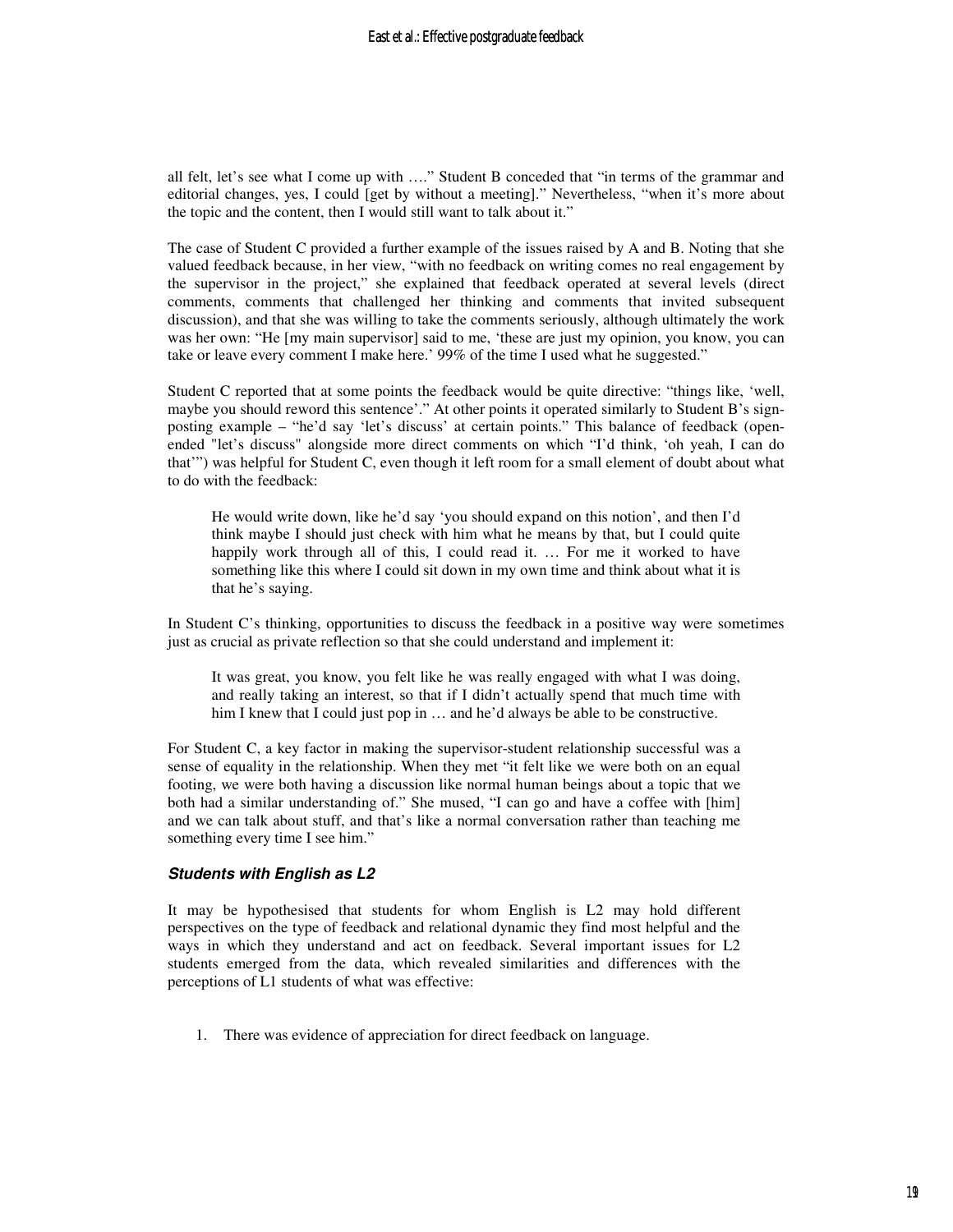all felt, let's see what I come up with …." Student B conceded that "in terms of the grammar and editorial changes, yes, I could [get by without a meeting]." Nevertheless, "when it's more about the topic and the content, then I would still want to talk about it."

The case of Student C provided a further example of the issues raised by A and B. Noting that she valued feedback because, in her view, "with no feedback on writing comes no real engagement by the supervisor in the project," she explained that feedback operated at several levels (direct comments, comments that challenged her thinking and comments that invited subsequent discussion), and that she was willing to take the comments seriously, although ultimately the work was her own: "He [my main supervisor] said to me, 'these are just my opinion, you know, you can take or leave every comment I make here.' 99% of the time I used what he suggested."

Student C reported that at some points the feedback would be quite directive: "things like, 'well, maybe you should reword this sentence'." At other points it operated similarly to Student B's sign-posting example – "he'd say 'let's discuss' at certain points." This balance of feedback (open-ended "let's discuss" alongside more direct comments on which "I'd think, 'oh yeah, I can do that'") was helpful for Student C, even though it left room for a small element of doubt about what to do with the feedback:

> He would write down, like he'd say 'you should expand on this notion', and then I'd think maybe I should just check with him what he means by that, but I could quite happily work through all of this, I could read it. … For me it worked to have something like this where I could sit down in my own time and think about what it is that he's saying.

In Student C's thinking, opportunities to discuss the feedback in a positive way were sometimes just as crucial as private reflection so that she could understand and implement it:

> It was great, you know, you felt like he was really engaged with what I was doing, and really taking an interest, so that if I didn't actually spend that much time with him I knew that I could just pop in … and he'd always be able to be constructive.

For Student C, a key factor in making the supervisor-student relationship successful was a sense of equality in the relationship. When they met "it felt like we were both on an equal footing, we were both having a discussion like normal human beings about a topic that we both had a similar understanding of." She mused, "I can go and have a coffee with [him] and we can talk about stuff, and that's like a normal conversation rather than teaching me something every time I see him."

### *Students with English as L2*

It may be hypothesised that students for whom English is L2 may hold different perspectives on the type of feedback and relational dynamic they find most helpful and the ways in which they understand and act on feedback. Several important issues for L2 students emerged from the data, which revealed similarities and differences with the perceptions of L1 students of what was effective:

1. There was evidence of appreciation for direct feedback on language.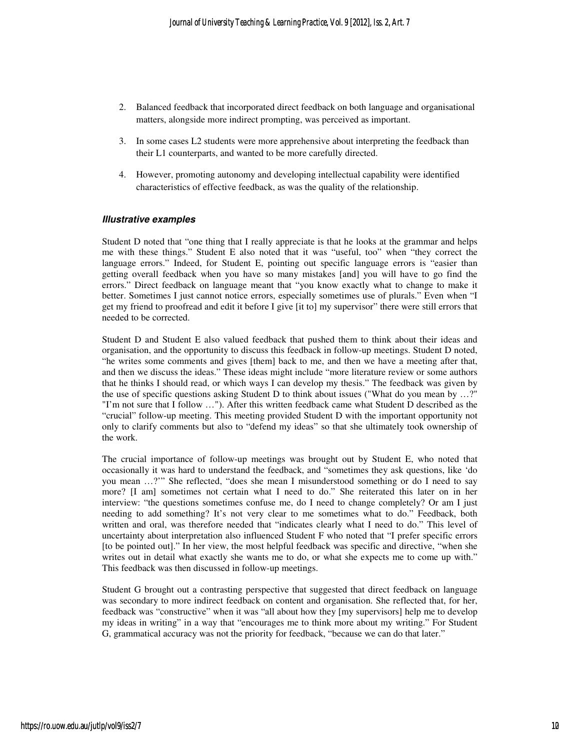2. Balanced feedback that incorporated direct feedback on both language and organisational matters, alongside more indirect prompting, was perceived as important.

3. In some cases L2 students were more apprehensive about interpreting the feedback than their L1 counterparts, and wanted to be more carefully directed.

4. However, promoting autonomy and developing intellectual capability were identified characteristics of effective feedback, as was the quality of the relationship.

### *Illustrative examples*

Student D noted that "one thing that I really appreciate is that he looks at the grammar and helps me with these things." Student E also noted that it was "useful, too" when "they correct the language errors." Indeed, for Student E, pointing out specific language errors is "easier than getting overall feedback when you have so many mistakes [and] you will have to go find the errors." Direct feedback on language meant that "you know exactly what to change to make it better. Sometimes I just cannot notice errors, especially sometimes use of plurals." Even when "I get my friend to proofread and edit it before I give [it to] my supervisor" there were still errors that needed to be corrected.

Student D and Student E also valued feedback that pushed them to think about their ideas and organisation, and the opportunity to discuss this feedback in follow-up meetings. Student D noted, "he writes some comments and gives [them] back to me, and then we have a meeting after that, and then we discuss the ideas." These ideas might include "more literature review or some authors that he thinks I should read, or which ways I can develop my thesis." The feedback was given by the use of specific questions asking Student D to think about issues ("What do you mean by …?" "I'm not sure that I follow …"). After this written feedback came what Student D described as the "crucial" follow-up meeting. This meeting provided Student D with the important opportunity not only to clarify comments but also to "defend my ideas" so that she ultimately took ownership of the work.

The crucial importance of follow-up meetings was brought out by Student E, who noted that occasionally it was hard to understand the feedback, and "sometimes they ask questions, like 'do you mean …?'" She reflected, "does she mean I misunderstood something or do I need to say more? [I am] sometimes not certain what I need to do." She reiterated this later on in her interview: "the questions sometimes confuse me, do I need to change completely? Or am I just needing to add something? It's not very clear to me sometimes what to do." Feedback, both written and oral, was therefore needed that "indicates clearly what I need to do." This level of uncertainty about interpretation also influenced Student F who noted that "I prefer specific errors [to be pointed out]." In her view, the most helpful feedback was specific and directive, "when she writes out in detail what exactly she wants me to do, or what she expects me to come up with." This feedback was then discussed in follow-up meetings.

Student G brought out a contrasting perspective that suggested that direct feedback on language was secondary to more indirect feedback on content and organisation. She reflected that, for her, feedback was "constructive" when it was "all about how they [my supervisors] help me to develop my ideas in writing" in a way that "encourages me to think more about my writing." For Student G, grammatical accuracy was not the priority for feedback, "because we can do that later."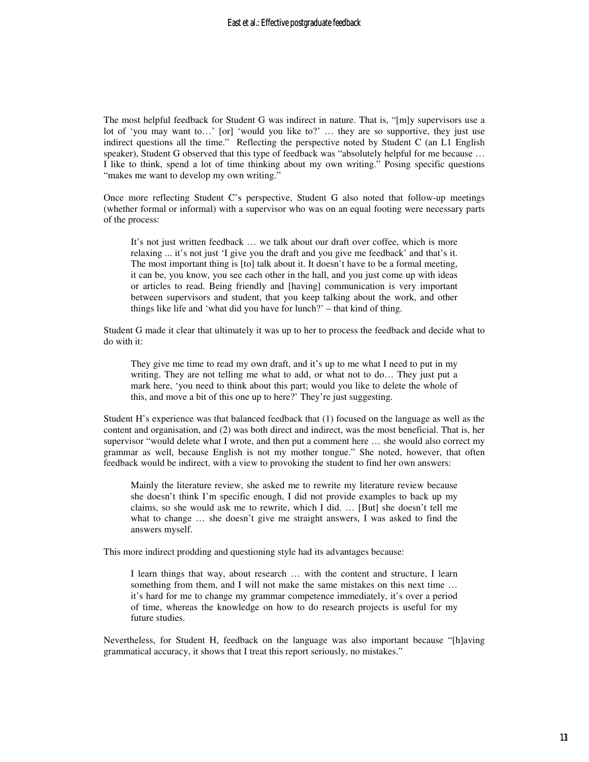The most helpful feedback for Student G was indirect in nature. That is, "[m]y supervisors use a lot of 'you may want to…' [or] 'would you like to?' … they are so supportive, they just use indirect questions all the time." Reflecting the perspective noted by Student C (an L1 English speaker), Student G observed that this type of feedback was "absolutely helpful for me because … I like to think, spend a lot of time thinking about my own writing." Posing specific questions "makes me want to develop my own writing."

Once more reflecting Student C's perspective, Student G also noted that follow-up meetings (whether formal or informal) with a supervisor who was on an equal footing were necessary parts of the process:

> It's not just written feedback … we talk about our draft over coffee, which is more relaxing ... it's not just 'I give you the draft and you give me feedback' and that's it. The most important thing is [to] talk about it. It doesn't have to be a formal meeting, it can be, you know, you see each other in the hall, and you just come up with ideas or articles to read. Being friendly and [having] communication is very important between supervisors and student, that you keep talking about the work, and other things like life and 'what did you have for lunch?' – that kind of thing.

Student G made it clear that ultimately it was up to her to process the feedback and decide what to do with it:

> They give me time to read my own draft, and it's up to me what I need to put in my writing. They are not telling me what to add, or what not to do… They just put a mark here, 'you need to think about this part; would you like to delete the whole of this, and move a bit of this one up to here?' They're just suggesting.

Student H's experience was that balanced feedback that (1) focused on the language as well as the content and organisation, and (2) was both direct and indirect, was the most beneficial. That is, her supervisor "would delete what I wrote, and then put a comment here … she would also correct my grammar as well, because English is not my mother tongue." She noted, however, that often feedback would be indirect, with a view to provoking the student to find her own answers:

> Mainly the literature review, she asked me to rewrite my literature review because she doesn't think I'm specific enough, I did not provide examples to back up my claims, so she would ask me to rewrite, which I did. … [But] she doesn't tell me what to change … she doesn't give me straight answers, I was asked to find the answers myself.

This more indirect prodding and questioning style had its advantages because:

> I learn things that way, about research … with the content and structure, I learn something from them, and I will not make the same mistakes on this next time … it's hard for me to change my grammar competence immediately, it's over a period of time, whereas the knowledge on how to do research projects is useful for my future studies.

Nevertheless, for Student H, feedback on the language was also important because "[h]aving grammatical accuracy, it shows that I treat this report seriously, no mistakes."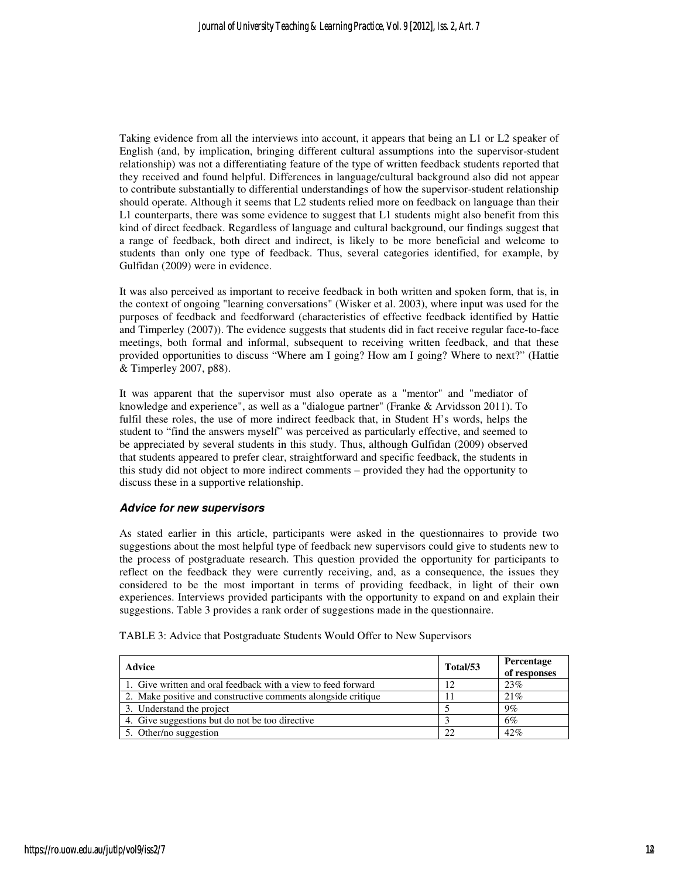Taking evidence from all the interviews into account, it appears that being an L1 or L2 speaker of English (and, by implication, bringing different cultural assumptions into the supervisor-student relationship) was not a differentiating feature of the type of written feedback students reported that they received and found helpful. Differences in language/cultural background also did not appear to contribute substantially to differential understandings of how the supervisor-student relationship should operate. Although it seems that L2 students relied more on feedback on language than their L1 counterparts, there was some evidence to suggest that L1 students might also benefit from this kind of direct feedback. Regardless of language and cultural background, our findings suggest that a range of feedback, both direct and indirect, is likely to be more beneficial and welcome to students than only one type of feedback. Thus, several categories identified, for example, by Gulfidan (2009) were in evidence.

It was also perceived as important to receive feedback in both written and spoken form, that is, in the context of ongoing "learning conversations" (Wisker et al. 2003), where input was used for the purposes of feedback and feedforward (characteristics of effective feedback identified by Hattie and Timperley (2007)). The evidence suggests that students did in fact receive regular face-to-face meetings, both formal and informal, subsequent to receiving written feedback, and that these provided opportunities to discuss "Where am I going? How am I going? Where to next?" (Hattie & Timperley 2007, p88).

It was apparent that the supervisor must also operate as a "mentor" and "mediator of knowledge and experience", as well as a "dialogue partner" (Franke & Arvidsson 2011). To fulfil these roles, the use of more indirect feedback that, in Student H's words, helps the student to "find the answers myself" was perceived as particularly effective, and seemed to be appreciated by several students in this study. Thus, although Gulfidan (2009) observed that students appeared to prefer clear, straightforward and specific feedback, the students in this study did not object to more indirect comments – provided they had the opportunity to discuss these in a supportive relationship.

### *Advice for new supervisors*

As stated earlier in this article, participants were asked in the questionnaires to provide two suggestions about the most helpful type of feedback new supervisors could give to students new to the process of postgraduate research. This question provided the opportunity for participants to reflect on the feedback they were currently receiving, and, as a consequence, the issues they considered to be the most important in terms of providing feedback, in light of their own experiences. Interviews provided participants with the opportunity to expand on and explain their suggestions. Table 3 provides a rank order of suggestions made in the questionnaire.

TABLE 3: Advice that Postgraduate Students Would Offer to New Supervisors

| Advice | Total/53 | Percentage of responses |
|---|---|---|
| 1. Give written and oral feedback with a view to feed forward | 12 | 23% |
| 2. Make positive and constructive comments alongside critique | 11 | 21% |
| 3. Understand the project | 5 | 9% |
| 4. Give suggestions but do not be too directive | 3 | 6% |
| 5. Other/no suggestion | 22 | 42% |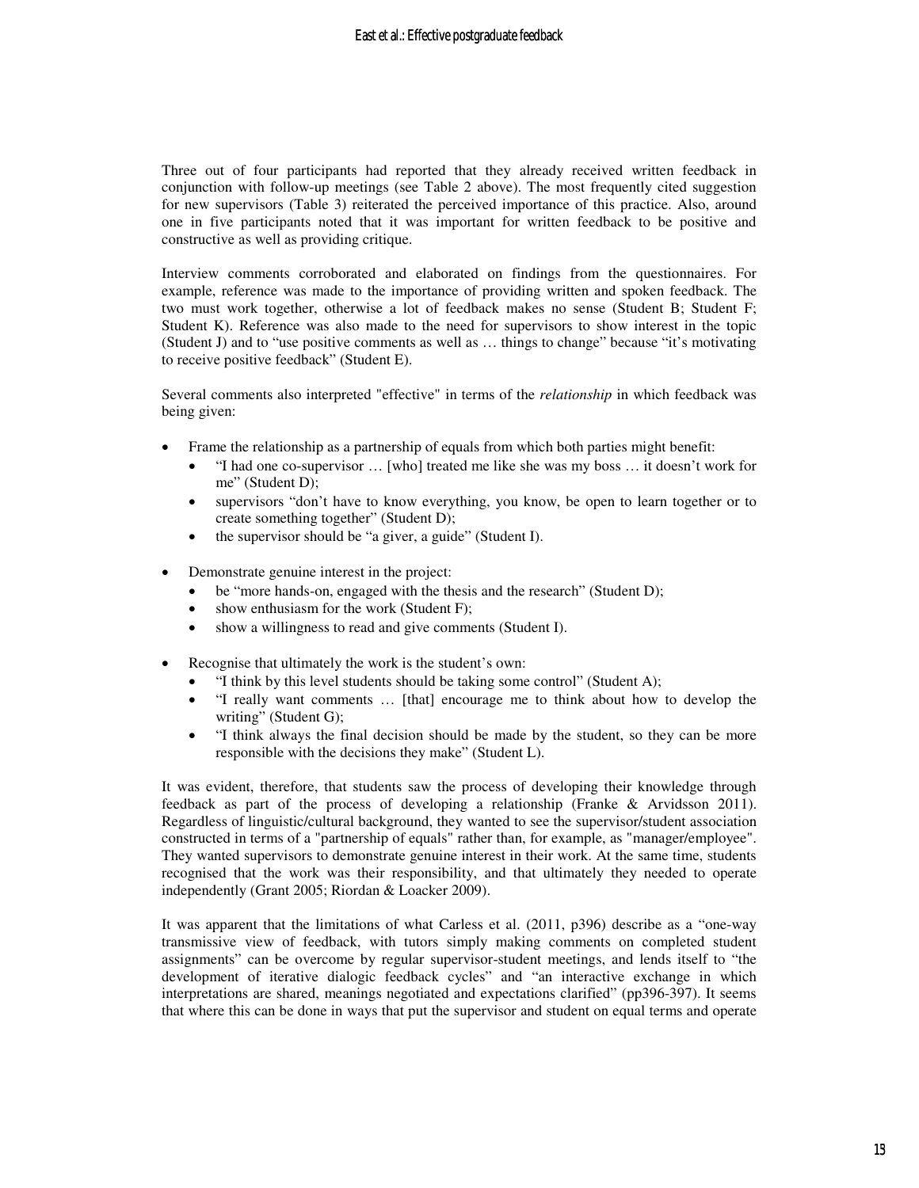Three out of four participants had reported that they already received written feedback in conjunction with follow-up meetings (see Table 2 above). The most frequently cited suggestion for new supervisors (Table 3) reiterated the perceived importance of this practice. Also, around one in five participants noted that it was important for written feedback to be positive and constructive as well as providing critique.

Interview comments corroborated and elaborated on findings from the questionnaires. For example, reference was made to the importance of providing written and spoken feedback. The two must work together, otherwise a lot of feedback makes no sense (Student B; Student F; Student K). Reference was also made to the need for supervisors to show interest in the topic (Student J) and to "use positive comments as well as … things to change" because "it's motivating to receive positive feedback" (Student E).

Several comments also interpreted "effective" in terms of the *relationship* in which feedback was being given:

- Frame the relationship as a partnership of equals from which both parties might benefit:
  - "I had one co-supervisor … [who] treated me like she was my boss … it doesn't work for me" (Student D);
  - supervisors "don't have to know everything, you know, be open to learn together or to create something together" (Student D);
  - the supervisor should be "a giver, a guide" (Student I).
- Demonstrate genuine interest in the project:
  - be "more hands-on, engaged with the thesis and the research" (Student D);
  - show enthusiasm for the work (Student F);
  - show a willingness to read and give comments (Student I).
- Recognise that ultimately the work is the student's own:
  - "I think by this level students should be taking some control" (Student A);
  - "I really want comments … [that] encourage me to think about how to develop the writing" (Student G);
  - "I think always the final decision should be made by the student, so they can be more responsible with the decisions they make" (Student L).

It was evident, therefore, that students saw the process of developing their knowledge through feedback as part of the process of developing a relationship (Franke & Arvidsson 2011). Regardless of linguistic/cultural background, they wanted to see the supervisor/student association constructed in terms of a "partnership of equals" rather than, for example, as "manager/employee". They wanted supervisors to demonstrate genuine interest in their work. At the same time, students recognised that the work was their responsibility, and that ultimately they needed to operate independently (Grant 2005; Riordan & Loacker 2009).

It was apparent that the limitations of what Carless et al. (2011, p396) describe as a "one-way transmissive view of feedback, with tutors simply making comments on completed student assignments" can be overcome by regular supervisor-student meetings, and lends itself to "the development of iterative dialogic feedback cycles" and "an interactive exchange in which interpretations are shared, meanings negotiated and expectations clarified" (pp396-397). It seems that where this can be done in ways that put the supervisor and student on equal terms and operate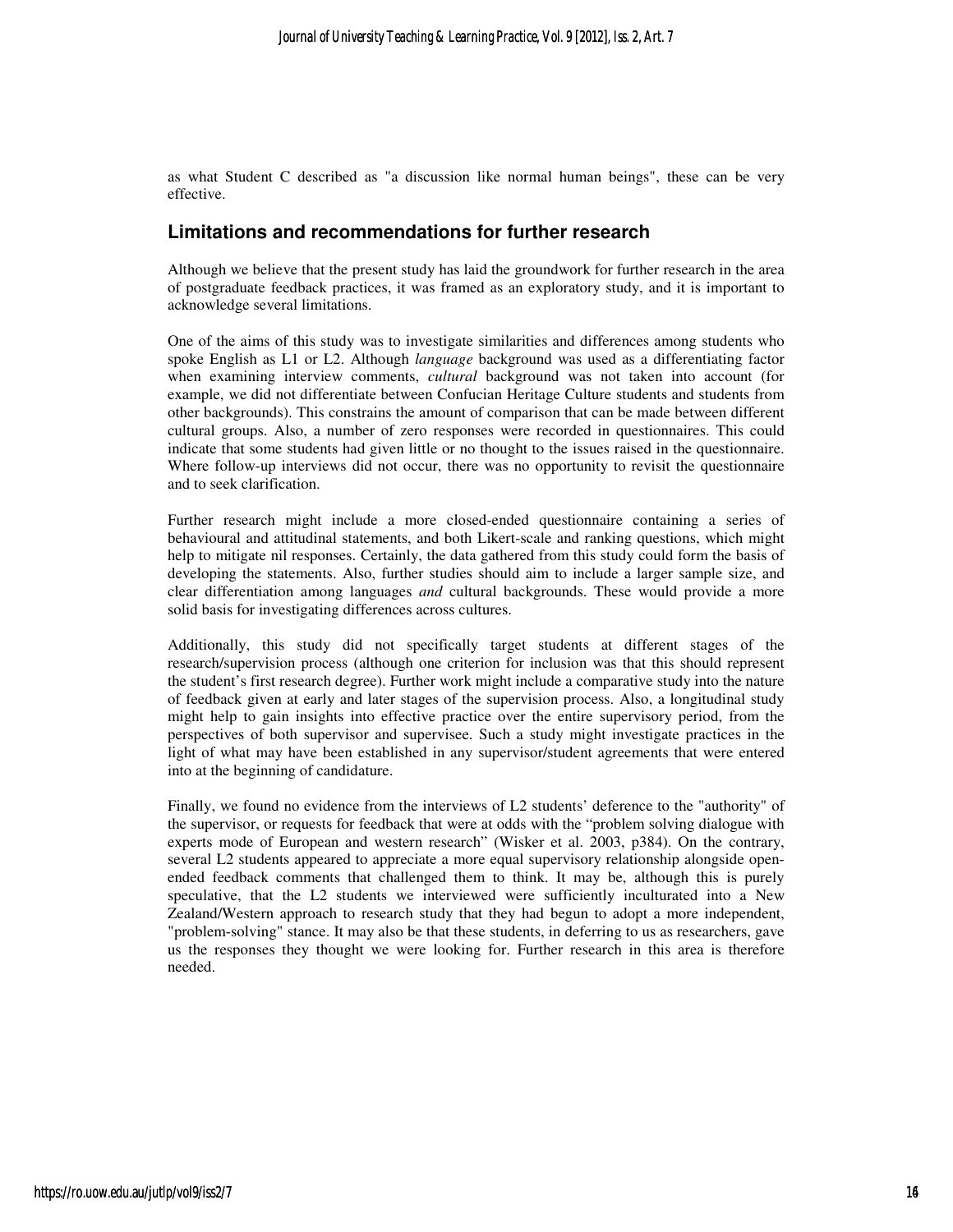as what Student C described as "a discussion like normal human beings", these can be very effective.

## Limitations and recommendations for further research

Although we believe that the present study has laid the groundwork for further research in the area of postgraduate feedback practices, it was framed as an exploratory study, and it is important to acknowledge several limitations.

One of the aims of this study was to investigate similarities and differences among students who spoke English as L1 or L2. Although *language* background was used as a differentiating factor when examining interview comments, *cultural* background was not taken into account (for example, we did not differentiate between Confucian Heritage Culture students and students from other backgrounds). This constrains the amount of comparison that can be made between different cultural groups. Also, a number of zero responses were recorded in questionnaires. This could indicate that some students had given little or no thought to the issues raised in the questionnaire. Where follow-up interviews did not occur, there was no opportunity to revisit the questionnaire and to seek clarification.

Further research might include a more closed-ended questionnaire containing a series of behavioural and attitudinal statements, and both Likert-scale and ranking questions, which might help to mitigate nil responses. Certainly, the data gathered from this study could form the basis of developing the statements. Also, further studies should aim to include a larger sample size, and clear differentiation among languages *and* cultural backgrounds. These would provide a more solid basis for investigating differences across cultures.

Additionally, this study did not specifically target students at different stages of the research/supervision process (although one criterion for inclusion was that this should represent the student's first research degree). Further work might include a comparative study into the nature of feedback given at early and later stages of the supervision process. Also, a longitudinal study might help to gain insights into effective practice over the entire supervisory period, from the perspectives of both supervisor and supervisee. Such a study might investigate practices in the light of what may have been established in any supervisor/student agreements that were entered into at the beginning of candidature.

Finally, we found no evidence from the interviews of L2 students' deference to the "authority" of the supervisor, or requests for feedback that were at odds with the "problem solving dialogue with experts mode of European and western research" (Wisker et al. 2003, p384). On the contrary, several L2 students appeared to appreciate a more equal supervisory relationship alongside open-ended feedback comments that challenged them to think. It may be, although this is purely speculative, that the L2 students we interviewed were sufficiently inculturated into a New Zealand/Western approach to research study that they had begun to adopt a more independent, "problem-solving" stance. It may also be that these students, in deferring to us as researchers, gave us the responses they thought we were looking for. Further research in this area is therefore needed.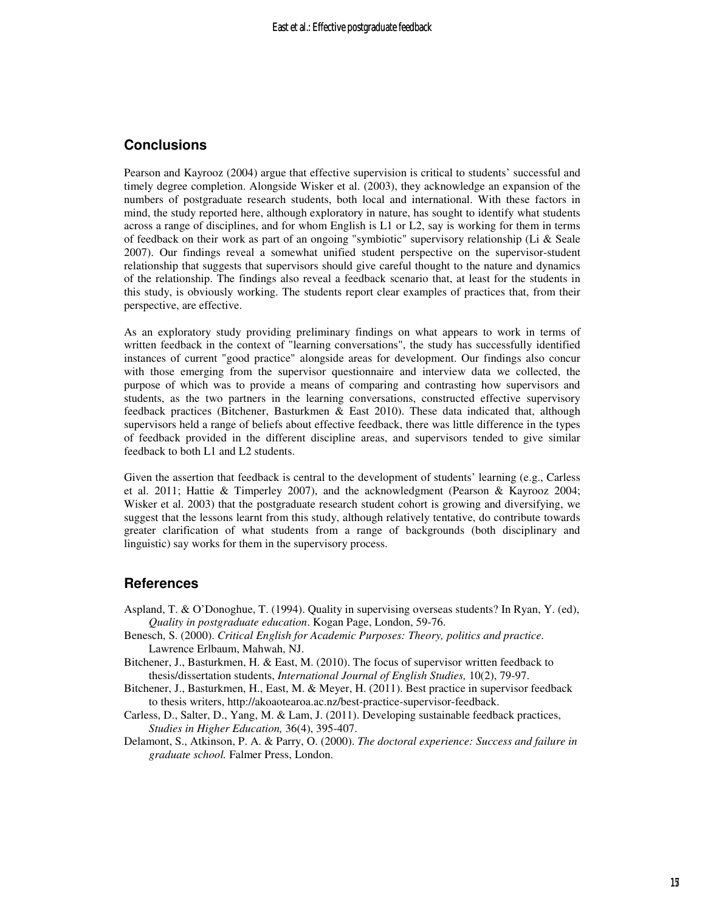## Conclusions

Pearson and Kayrooz (2004) argue that effective supervision is critical to students' successful and timely degree completion. Alongside Wisker et al. (2003), they acknowledge an expansion of the numbers of postgraduate research students, both local and international. With these factors in mind, the study reported here, although exploratory in nature, has sought to identify what students across a range of disciplines, and for whom English is L1 or L2, say is working for them in terms of feedback on their work as part of an ongoing "symbiotic" supervisory relationship (Li & Seale 2007). Our findings reveal a somewhat unified student perspective on the supervisor-student relationship that suggests that supervisors should give careful thought to the nature and dynamics of the relationship. The findings also reveal a feedback scenario that, at least for the students in this study, is obviously working. The students report clear examples of practices that, from their perspective, are effective.

As an exploratory study providing preliminary findings on what appears to work in terms of written feedback in the context of "learning conversations", the study has successfully identified instances of current "good practice" alongside areas for development. Our findings also concur with those emerging from the supervisor questionnaire and interview data we collected, the purpose of which was to provide a means of comparing and contrasting how supervisors and students, as the two partners in the learning conversations, constructed effective supervisory feedback practices (Bitchener, Basturkmen & East 2010). These data indicated that, although supervisors held a range of beliefs about effective feedback, there was little difference in the types of feedback provided in the different discipline areas, and supervisors tended to give similar feedback to both L1 and L2 students.

Given the assertion that feedback is central to the development of students' learning (e.g., Carless et al. 2011; Hattie & Timperley 2007), and the acknowledgment (Pearson & Kayrooz 2004; Wisker et al. 2003) that the postgraduate research student cohort is growing and diversifying, we suggest that the lessons learnt from this study, although relatively tentative, do contribute towards greater clarification of what students from a range of backgrounds (both disciplinary and linguistic) say works for them in the supervisory process.

## References

Aspland, T. & O'Donoghue, T. (1994). Quality in supervising overseas students? In Ryan, Y. (ed), *Quality in postgraduate education*. Kogan Page, London, 59-76.

Benesch, S. (2000). *Critical English for Academic Purposes: Theory, politics and practice*. Lawrence Erlbaum, Mahwah, NJ.

Bitchener, J., Basturkmen, H. & East, M. (2010). The focus of supervisor written feedback to thesis/dissertation students, *International Journal of English Studies,* 10(2), 79-97.

Bitchener, J., Basturkmen, H., East, M. & Meyer, H. (2011). Best practice in supervisor feedback to thesis writers, http://akoaotearoa.ac.nz/best-practice-supervisor-feedback.

Carless, D., Salter, D., Yang, M. & Lam, J. (2011). Developing sustainable feedback practices, *Studies in Higher Education,* 36(4), 395-407.

Delamont, S., Atkinson, P. A. & Parry, O. (2000). *The doctoral experience: Success and failure in graduate school.* Falmer Press, London.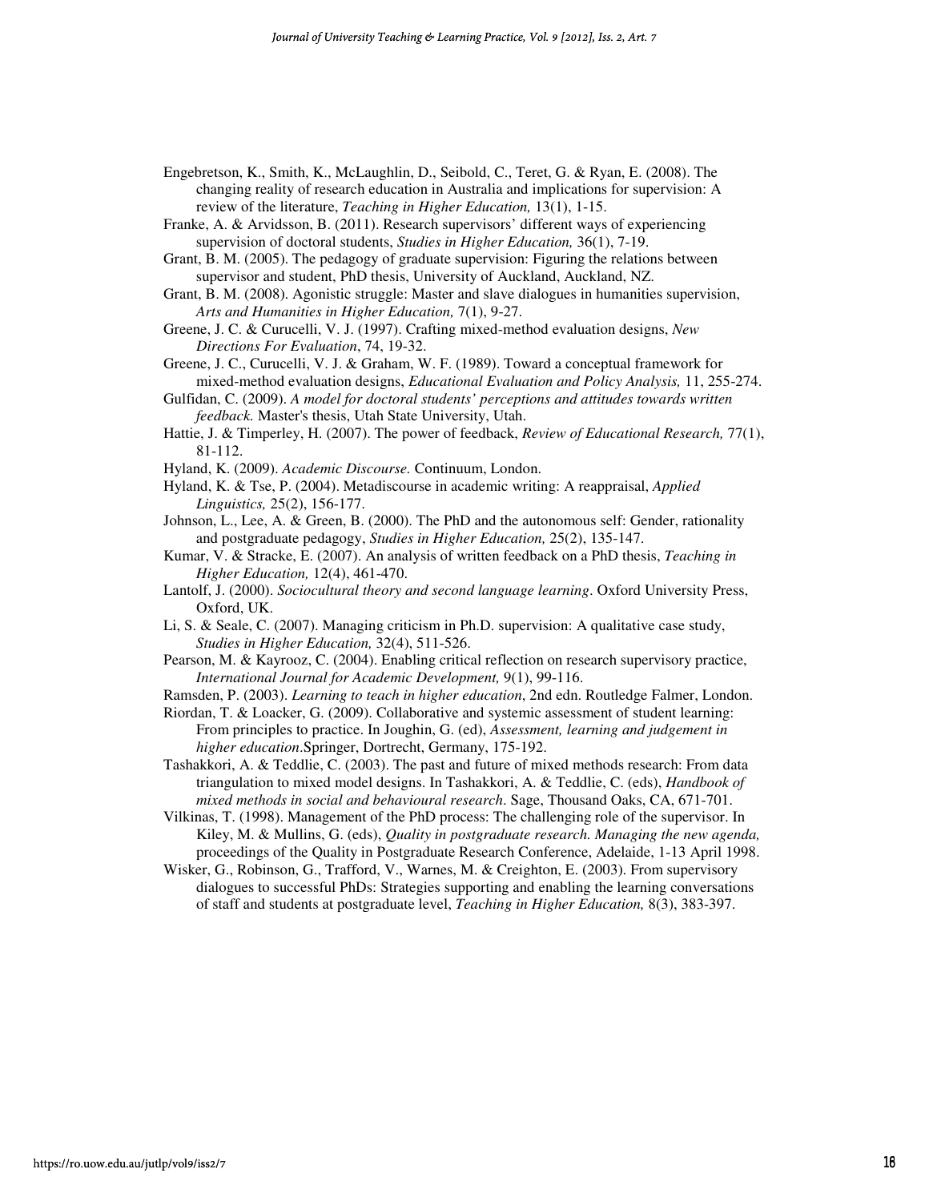Engebretson, K., Smith, K., McLaughlin, D., Seibold, C., Teret, G. & Ryan, E. (2008). The changing reality of research education in Australia and implications for supervision: A review of the literature, *Teaching in Higher Education,* 13(1), 1-15.

Franke, A. & Arvidsson, B. (2011). Research supervisors' different ways of experiencing supervision of doctoral students, *Studies in Higher Education,* 36(1), 7-19.

Grant, B. M. (2005). The pedagogy of graduate supervision: Figuring the relations between supervisor and student, PhD thesis, University of Auckland, Auckland, NZ.

Grant, B. M. (2008). Agonistic struggle: Master and slave dialogues in humanities supervision, *Arts and Humanities in Higher Education,* 7(1), 9-27.

Greene, J. C. & Curucelli, V. J. (1997). Crafting mixed-method evaluation designs, *New Directions For Evaluation*, 74, 19-32.

Greene, J. C., Curucelli, V. J. & Graham, W. F. (1989). Toward a conceptual framework for mixed-method evaluation designs, *Educational Evaluation and Policy Analysis,* 11, 255-274.

Gulfidan, C. (2009). *A model for doctoral students' perceptions and attitudes towards written feedback.* Master's thesis, Utah State University, Utah.

Hattie, J. & Timperley, H. (2007). The power of feedback, *Review of Educational Research,* 77(1), 81-112.

Hyland, K. (2009). *Academic Discourse.* Continuum, London.

Hyland, K. & Tse, P. (2004). Metadiscourse in academic writing: A reappraisal, *Applied Linguistics,* 25(2), 156-177.

Johnson, L., Lee, A. & Green, B. (2000). The PhD and the autonomous self: Gender, rationality and postgraduate pedagogy, *Studies in Higher Education,* 25(2), 135-147.

Kumar, V. & Stracke, E. (2007). An analysis of written feedback on a PhD thesis, *Teaching in Higher Education,* 12(4), 461-470.

Lantolf, J. (2000). *Sociocultural theory and second language learning*. Oxford University Press, Oxford, UK.

Li, S. & Seale, C. (2007). Managing criticism in Ph.D. supervision: A qualitative case study, *Studies in Higher Education,* 32(4), 511-526.

Pearson, M. & Kayrooz, C. (2004). Enabling critical reflection on research supervisory practice, *International Journal for Academic Development,* 9(1), 99-116.

Ramsden, P. (2003). *Learning to teach in higher education*, 2nd edn. Routledge Falmer, London.

Riordan, T. & Loacker, G. (2009). Collaborative and systemic assessment of student learning: From principles to practice. In Joughin, G. (ed), *Assessment, learning and judgement in higher education*.Springer, Dortrecht, Germany, 175-192.

Tashakkori, A. & Teddlie, C. (2003). The past and future of mixed methods research: From data triangulation to mixed model designs. In Tashakkori, A. & Teddlie, C. (eds), *Handbook of mixed methods in social and behavioural research*. Sage, Thousand Oaks, CA, 671-701.

Vilkinas, T. (1998). Management of the PhD process: The challenging role of the supervisor. In Kiley, M. & Mullins, G. (eds), *Quality in postgraduate research. Managing the new agenda,* proceedings of the Quality in Postgraduate Research Conference, Adelaide, 1-13 April 1998.

Wisker, G., Robinson, G., Trafford, V., Warnes, M. & Creighton, E. (2003). From supervisory dialogues to successful PhDs: Strategies supporting and enabling the learning conversations of staff and students at postgraduate level, *Teaching in Higher Education,* 8(3), 383-397.